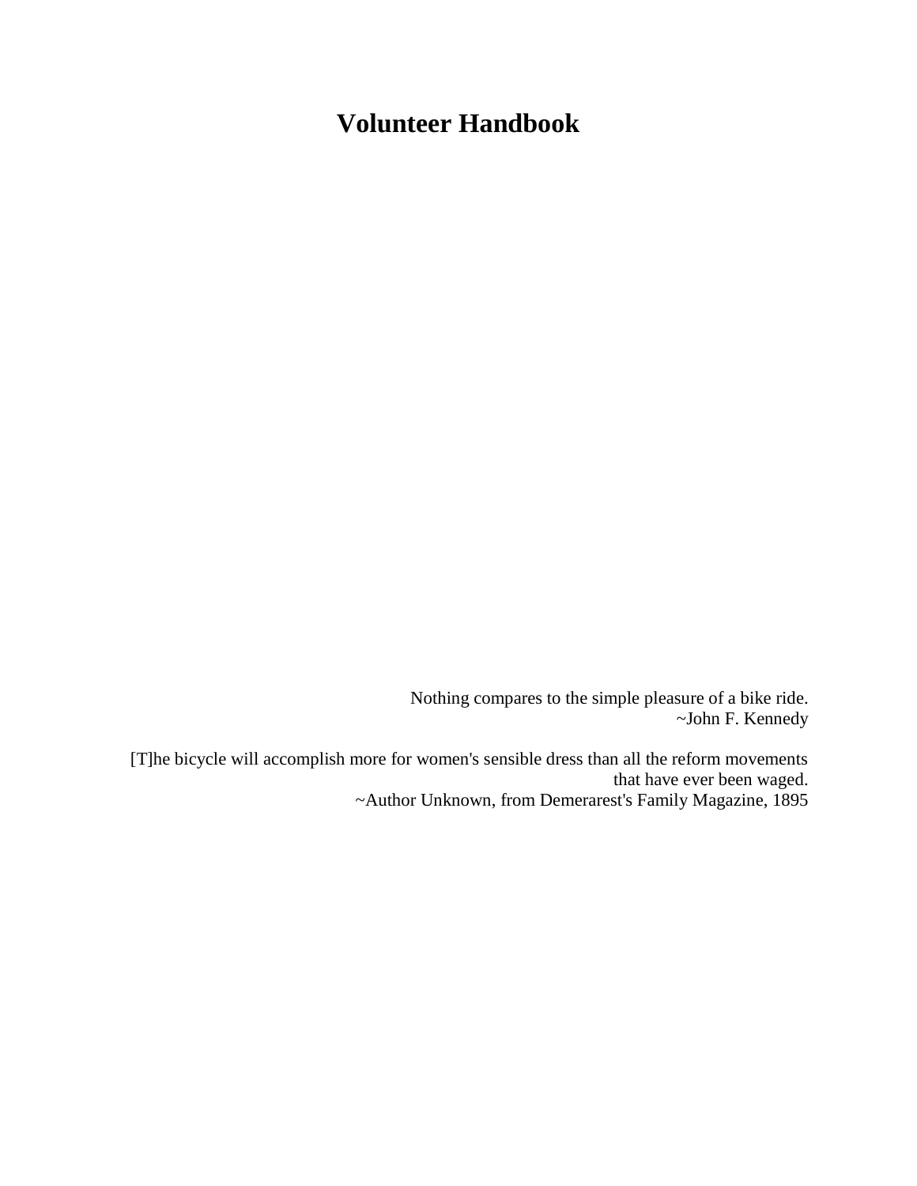# Volunteer Handbook

Nothing compares to the simple pleasure of a bike ride.
~John F. Kennedy

[T]he bicycle will accomplish more for women's sensible dress than all the reform movements that have ever been waged.
~Author Unknown, from Demerarest's Family Magazine, 1895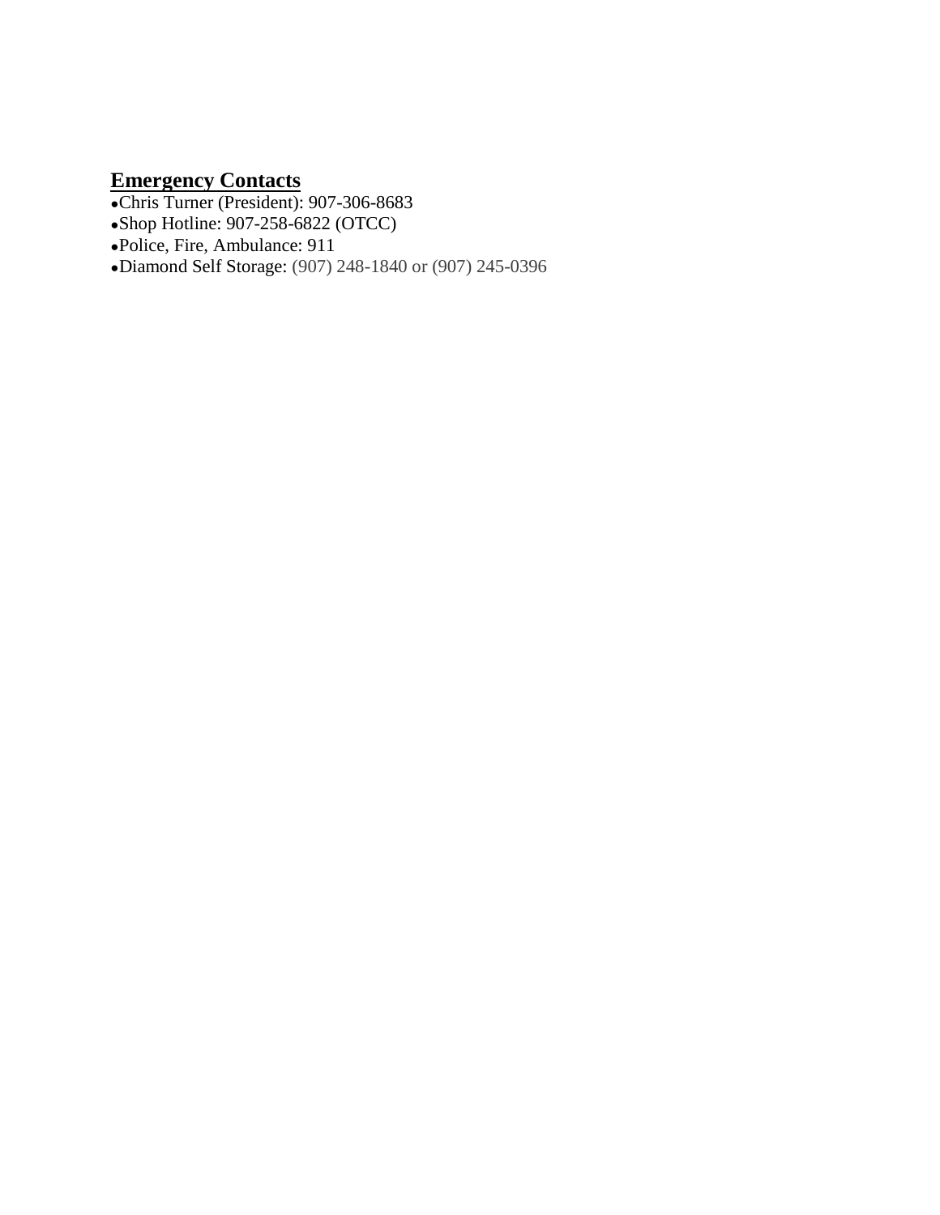## **Emergency Contacts**

- Chris Turner (President): 907-306-8683
- Shop Hotline: 907-258-6822 (OTCC)
- Police, Fire, Ambulance: 911
- Diamond Self Storage: (907) 248-1840 or (907) 245-0396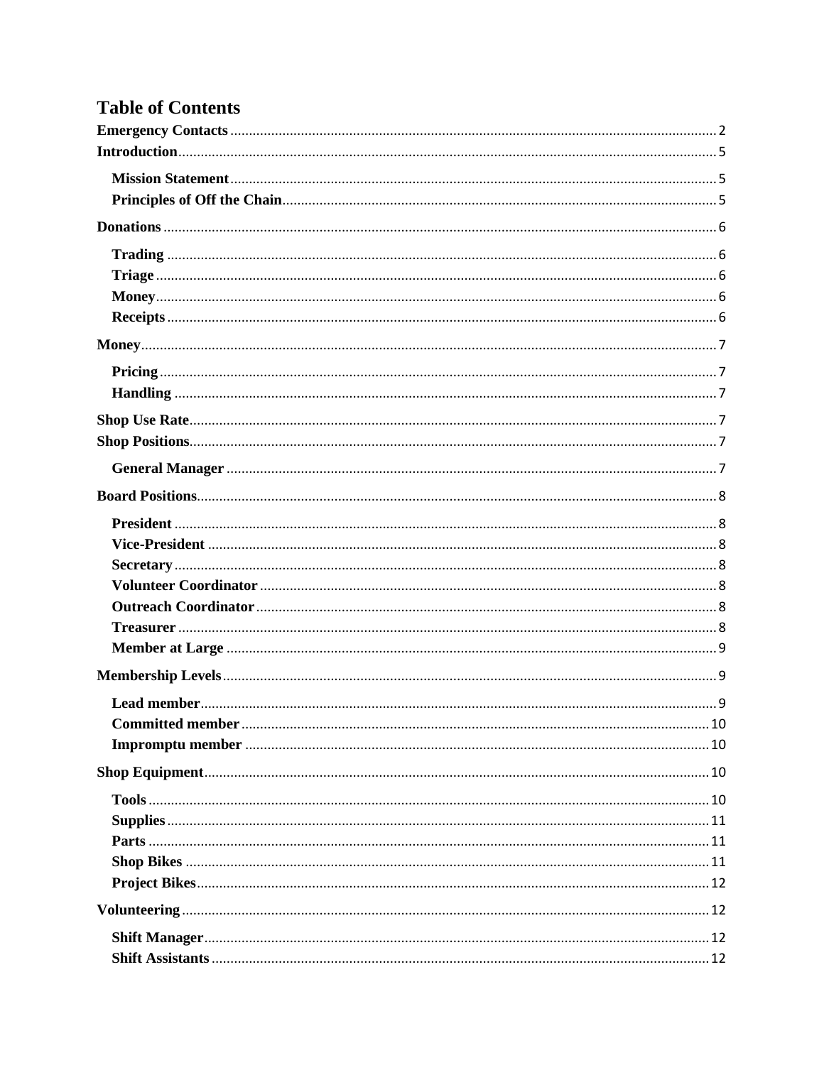# Table of Contents

- Emergency Contacts ........ 2
- Introduction ........ 5
  - Mission Statement ........ 5
  - Principles of Off the Chain ........ 5
- Donations ........ 6
  - Trading ........ 6
  - Triage ........ 6
  - Money ........ 6
  - Receipts ........ 6
- Money ........ 7
  - Pricing ........ 7
  - Handling ........ 7
- Shop Use Rate ........ 7
- Shop Positions ........ 7
  - General Manager ........ 7
- Board Positions ........ 8
  - President ........ 8
  - Vice-President ........ 8
  - Secretary ........ 8
  - Volunteer Coordinator ........ 8
  - Outreach Coordinator ........ 8
  - Treasurer ........ 8
  - Member at Large ........ 9
- Membership Levels ........ 9
  - Lead member ........ 9
  - Committed member ........ 10
  - Impromptu member ........ 10
- Shop Equipment ........ 10
  - Tools ........ 10
  - Supplies ........ 11
  - Parts ........ 11
  - Shop Bikes ........ 11
  - Project Bikes ........ 12
- Volunteering ........ 12
  - Shift Manager ........ 12
  - Shift Assistants ........ 12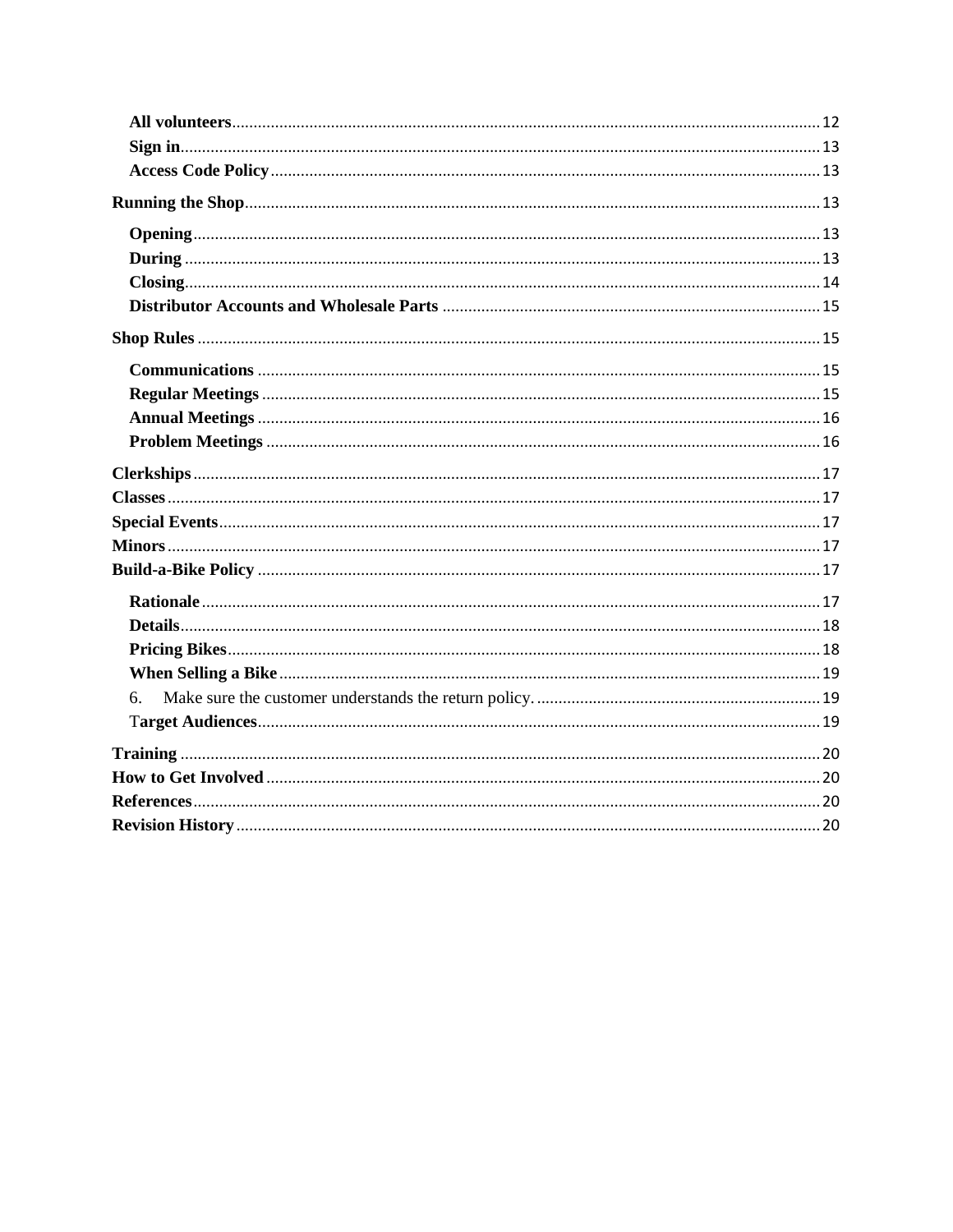- **All volunteers** ........ 12
- **Sign in** ........ 13
- **Access Code Policy** ........ 13

**Running the Shop** ........ 13

- **Opening** ........ 13
- **During** ........ 13
- **Closing** ........ 14
- **Distributor Accounts and Wholesale Parts** ........ 15

**Shop Rules** ........ 15

- **Communications** ........ 15
- **Regular Meetings** ........ 15
- **Annual Meetings** ........ 16
- **Problem Meetings** ........ 16

**Clerkships** ........ 17

**Classes** ........ 17

**Special Events** ........ 17

**Minors** ........ 17

**Build-a-Bike Policy** ........ 17

- **Rationale** ........ 17
- **Details** ........ 18
- **Pricing Bikes** ........ 18
- **When Selling a Bike** ........ 19
- 6. Make sure the customer understands the return policy. ........ 19
- T**arget Audiences** ........ 19

**Training** ........ 20

**How to Get Involved** ........ 20

**References** ........ 20

**Revision History** ........ 20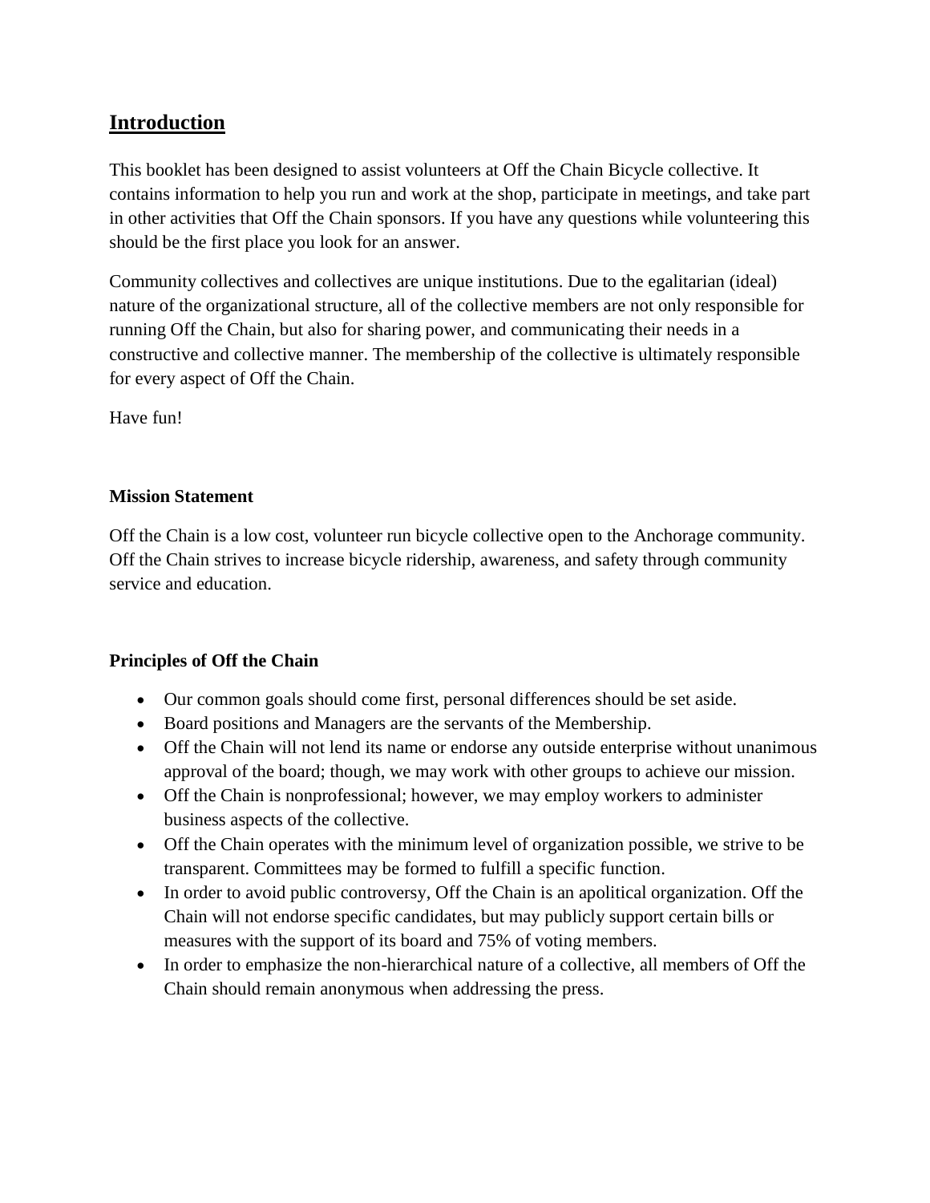## Introduction

This booklet has been designed to assist volunteers at Off the Chain Bicycle collective. It contains information to help you run and work at the shop, participate in meetings, and take part in other activities that Off the Chain sponsors. If you have any questions while volunteering this should be the first place you look for an answer.

Community collectives and collectives are unique institutions. Due to the egalitarian (ideal) nature of the organizational structure, all of the collective members are not only responsible for running Off the Chain, but also for sharing power, and communicating their needs in a constructive and collective manner. The membership of the collective is ultimately responsible for every aspect of Off the Chain.

Have fun!

### Mission Statement

Off the Chain is a low cost, volunteer run bicycle collective open to the Anchorage community. Off the Chain strives to increase bicycle ridership, awareness, and safety through community service and education.

### Principles of Off the Chain

- Our common goals should come first, personal differences should be set aside.
- Board positions and Managers are the servants of the Membership.
- Off the Chain will not lend its name or endorse any outside enterprise without unanimous approval of the board; though, we may work with other groups to achieve our mission.
- Off the Chain is nonprofessional; however, we may employ workers to administer business aspects of the collective.
- Off the Chain operates with the minimum level of organization possible, we strive to be transparent. Committees may be formed to fulfill a specific function.
- In order to avoid public controversy, Off the Chain is an apolitical organization. Off the Chain will not endorse specific candidates, but may publicly support certain bills or measures with the support of its board and 75% of voting members.
- In order to emphasize the non-hierarchical nature of a collective, all members of Off the Chain should remain anonymous when addressing the press.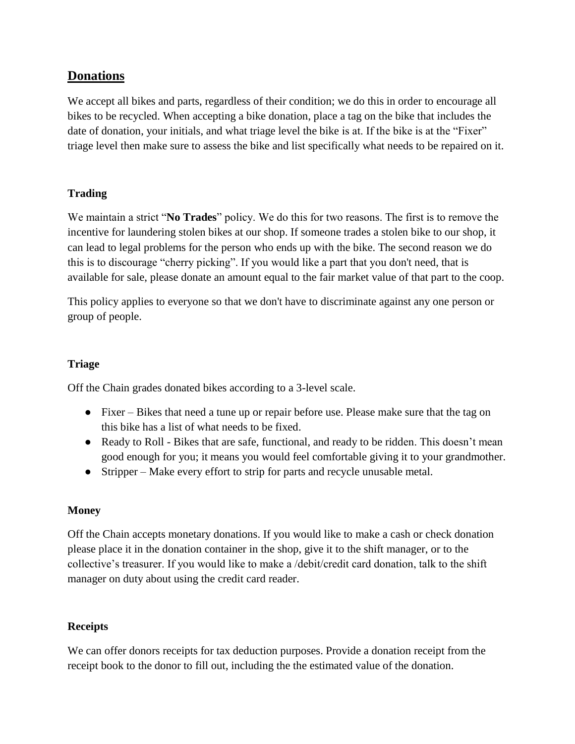## Donations

We accept all bikes and parts, regardless of their condition; we do this in order to encourage all bikes to be recycled. When accepting a bike donation, place a tag on the bike that includes the date of donation, your initials, and what triage level the bike is at. If the bike is at the "Fixer" triage level then make sure to assess the bike and list specifically what needs to be repaired on it.

### Trading

We maintain a strict "**No Trades**" policy. We do this for two reasons. The first is to remove the incentive for laundering stolen bikes at our shop. If someone trades a stolen bike to our shop, it can lead to legal problems for the person who ends up with the bike. The second reason we do this is to discourage "cherry picking". If you would like a part that you don't need, that is available for sale, please donate an amount equal to the fair market value of that part to the coop.

This policy applies to everyone so that we don't have to discriminate against any one person or group of people.

### Triage

Off the Chain grades donated bikes according to a 3-level scale.

- Fixer – Bikes that need a tune up or repair before use. Please make sure that the tag on this bike has a list of what needs to be fixed.
- Ready to Roll - Bikes that are safe, functional, and ready to be ridden. This doesn't mean good enough for you; it means you would feel comfortable giving it to your grandmother.
- Stripper – Make every effort to strip for parts and recycle unusable metal.

### Money

Off the Chain accepts monetary donations. If you would like to make a cash or check donation please place it in the donation container in the shop, give it to the shift manager, or to the collective's treasurer. If you would like to make a /debit/credit card donation, talk to the shift manager on duty about using the credit card reader.

### Receipts

We can offer donors receipts for tax deduction purposes. Provide a donation receipt from the receipt book to the donor to fill out, including the the estimated value of the donation.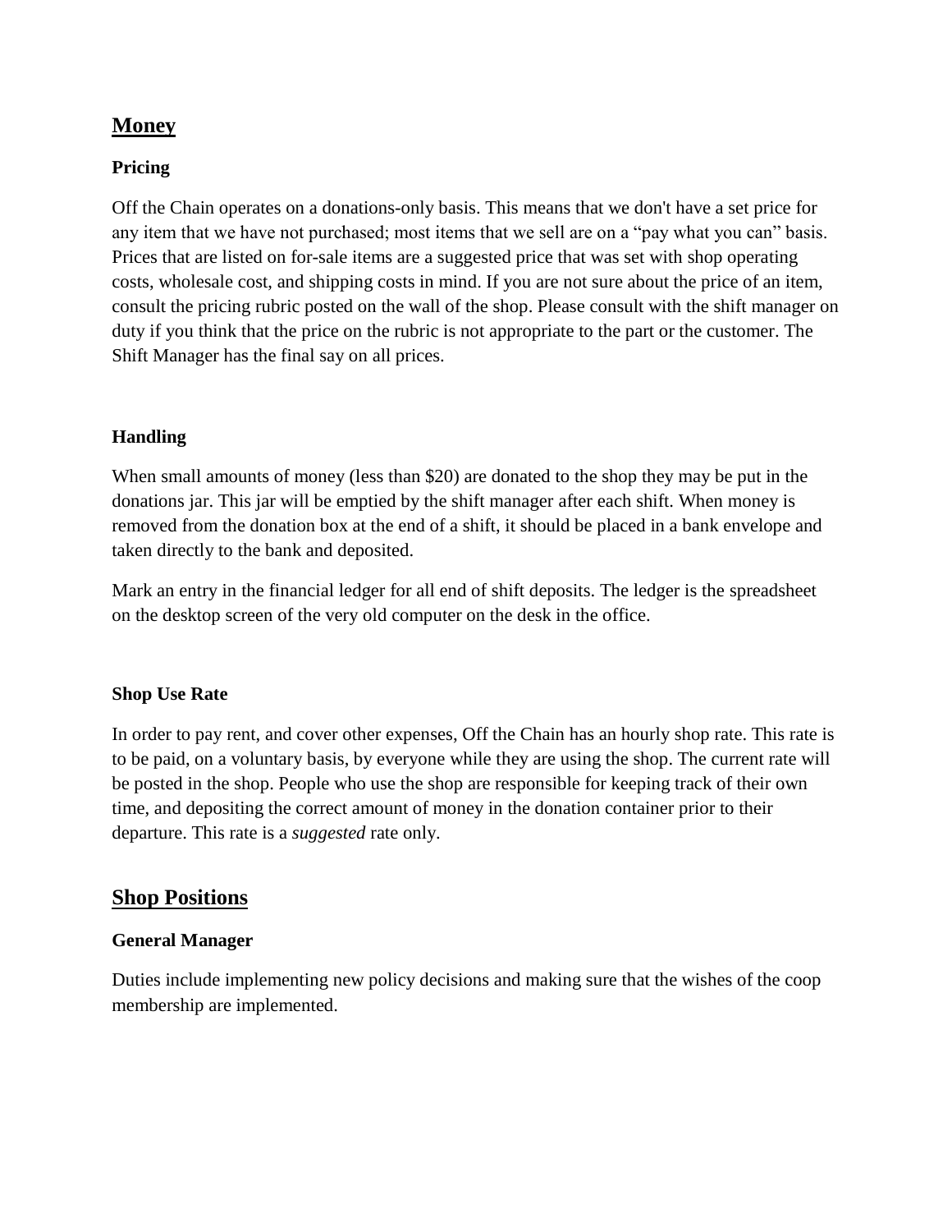## Money

### Pricing

Off the Chain operates on a donations-only basis. This means that we don't have a set price for any item that we have not purchased; most items that we sell are on a "pay what you can" basis. Prices that are listed on for-sale items are a suggested price that was set with shop operating costs, wholesale cost, and shipping costs in mind. If you are not sure about the price of an item, consult the pricing rubric posted on the wall of the shop. Please consult with the shift manager on duty if you think that the price on the rubric is not appropriate to the part or the customer. The Shift Manager has the final say on all prices.

### Handling

When small amounts of money (less than $20) are donated to the shop they may be put in the donations jar. This jar will be emptied by the shift manager after each shift. When money is removed from the donation box at the end of a shift, it should be placed in a bank envelope and taken directly to the bank and deposited.

Mark an entry in the financial ledger for all end of shift deposits. The ledger is the spreadsheet on the desktop screen of the very old computer on the desk in the office.

### Shop Use Rate

In order to pay rent, and cover other expenses, Off the Chain has an hourly shop rate. This rate is to be paid, on a voluntary basis, by everyone while they are using the shop. The current rate will be posted in the shop. People who use the shop are responsible for keeping track of their own time, and depositing the correct amount of money in the donation container prior to their departure. This rate is a *suggested* rate only.

## Shop Positions

### General Manager

Duties include implementing new policy decisions and making sure that the wishes of the coop membership are implemented.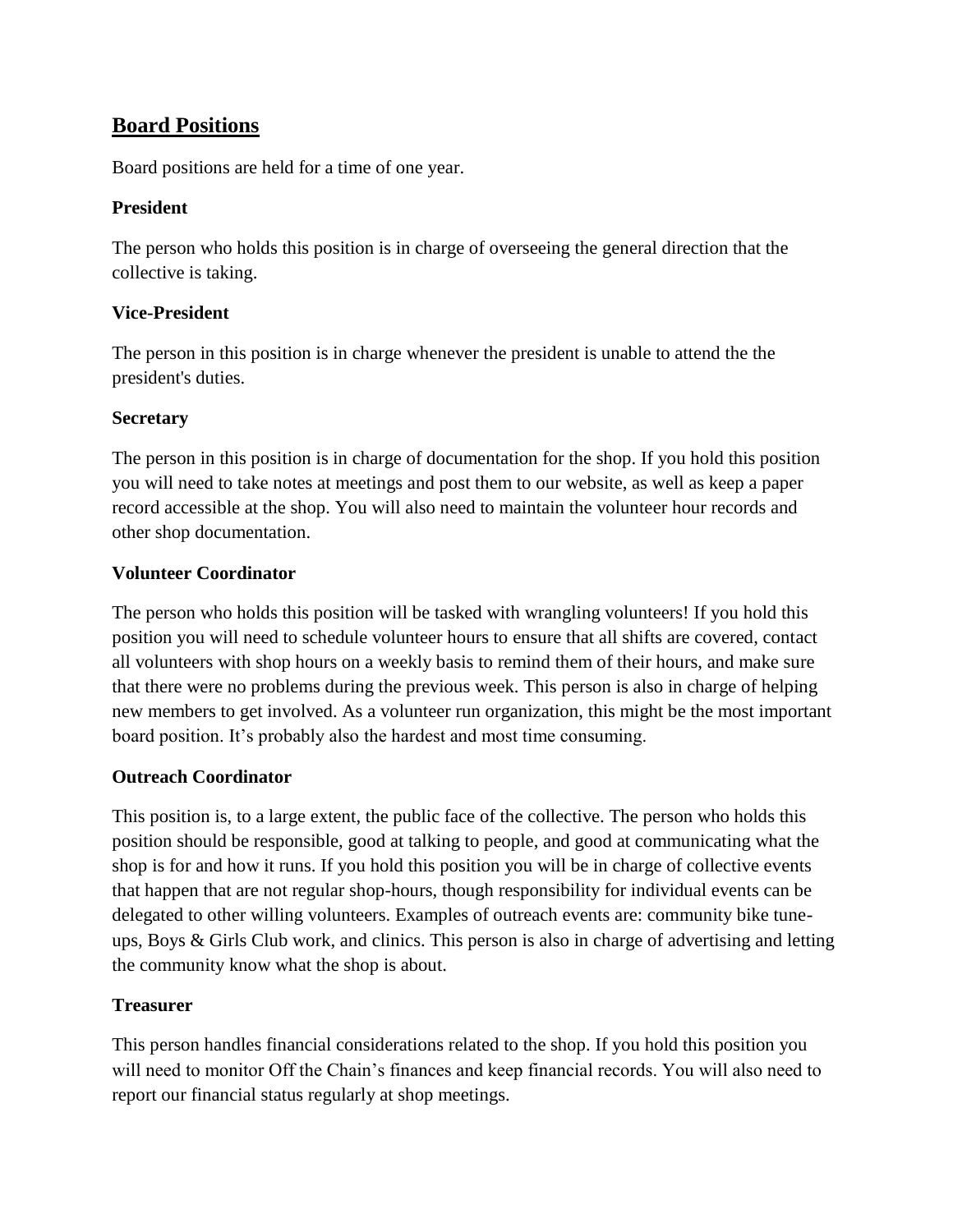## Board Positions

Board positions are held for a time of one year.

### President

The person who holds this position is in charge of overseeing the general direction that the collective is taking.

### Vice-President

The person in this position is in charge whenever the president is unable to attend the the president's duties.

### Secretary

The person in this position is in charge of documentation for the shop. If you hold this position you will need to take notes at meetings and post them to our website, as well as keep a paper record accessible at the shop. You will also need to maintain the volunteer hour records and other shop documentation.

### Volunteer Coordinator

The person who holds this position will be tasked with wrangling volunteers! If you hold this position you will need to schedule volunteer hours to ensure that all shifts are covered, contact all volunteers with shop hours on a weekly basis to remind them of their hours, and make sure that there were no problems during the previous week. This person is also in charge of helping new members to get involved. As a volunteer run organization, this might be the most important board position. It's probably also the hardest and most time consuming.

### Outreach Coordinator

This position is, to a large extent, the public face of the collective. The person who holds this position should be responsible, good at talking to people, and good at communicating what the shop is for and how it runs. If you hold this position you will be in charge of collective events that happen that are not regular shop-hours, though responsibility for individual events can be delegated to other willing volunteers. Examples of outreach events are: community bike tune-ups, Boys & Girls Club work, and clinics. This person is also in charge of advertising and letting the community know what the shop is about.

### Treasurer

This person handles financial considerations related to the shop. If you hold this position you will need to monitor Off the Chain's finances and keep financial records. You will also need to report our financial status regularly at shop meetings.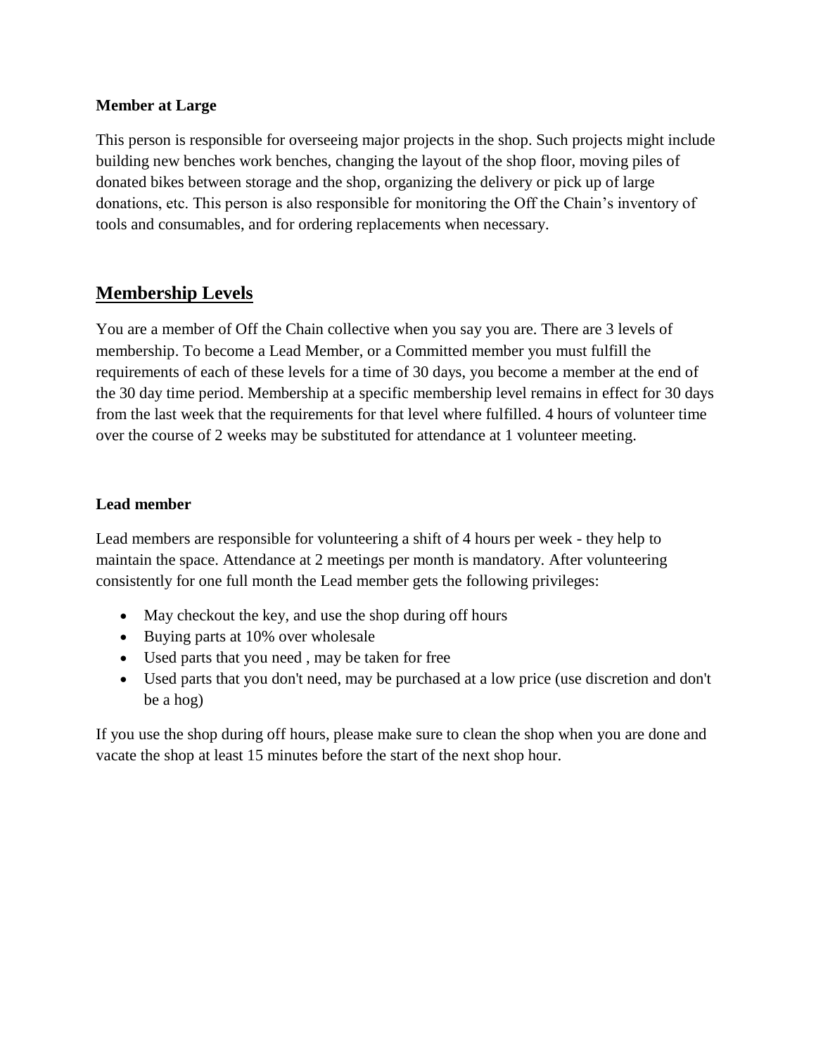**Member at Large**

This person is responsible for overseeing major projects in the shop. Such projects might include building new benches work benches, changing the layout of the shop floor, moving piles of donated bikes between storage and the shop, organizing the delivery or pick up of large donations, etc. This person is also responsible for monitoring the Off the Chain's inventory of tools and consumables, and for ordering replacements when necessary.

## Membership Levels

You are a member of Off the Chain collective when you say you are. There are 3 levels of membership. To become a Lead Member, or a Committed member you must fulfill the requirements of each of these levels for a time of 30 days, you become a member at the end of the 30 day time period. Membership at a specific membership level remains in effect for 30 days from the last week that the requirements for that level where fulfilled. 4 hours of volunteer time over the course of 2 weeks may be substituted for attendance at 1 volunteer meeting.

**Lead member**

Lead members are responsible for volunteering a shift of 4 hours per week - they help to maintain the space. Attendance at 2 meetings per month is mandatory. After volunteering consistently for one full month the Lead member gets the following privileges:

- May checkout the key, and use the shop during off hours
- Buying parts at 10% over wholesale
- Used parts that you need , may be taken for free
- Used parts that you don't need, may be purchased at a low price (use discretion and don't be a hog)

If you use the shop during off hours, please make sure to clean the shop when you are done and vacate the shop at least 15 minutes before the start of the next shop hour.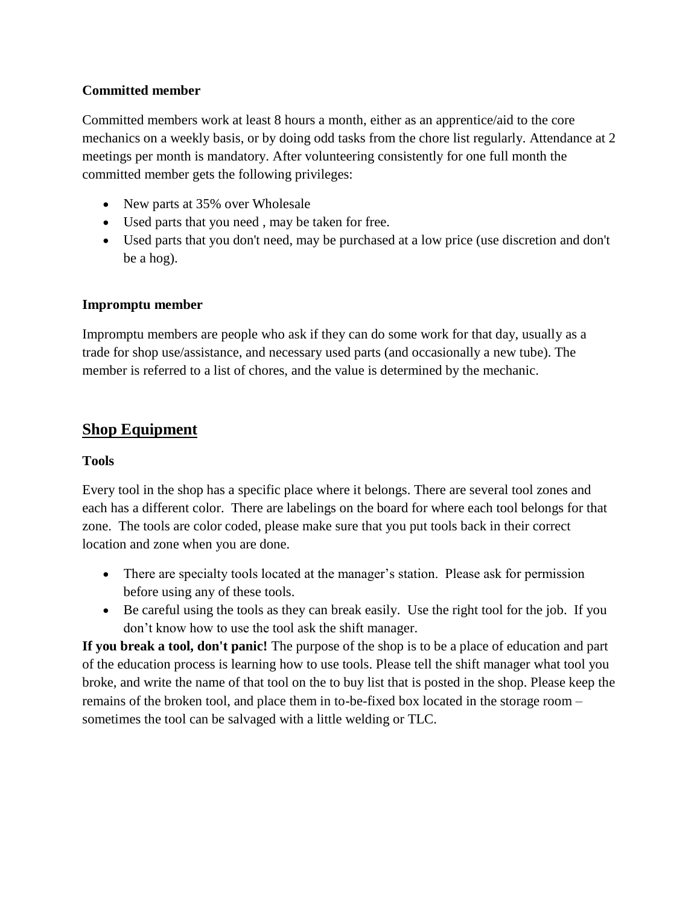**Committed member**

Committed members work at least 8 hours a month, either as an apprentice/aid to the core mechanics on a weekly basis, or by doing odd tasks from the chore list regularly. Attendance at 2 meetings per month is mandatory. After volunteering consistently for one full month the committed member gets the following privileges:

- New parts at 35% over Wholesale
- Used parts that you need , may be taken for free.
- Used parts that you don't need, may be purchased at a low price (use discretion and don't be a hog).

**Impromptu member**

Impromptu members are people who ask if they can do some work for that day, usually as a trade for shop use/assistance, and necessary used parts (and occasionally a new tube). The member is referred to a list of chores, and the value is determined by the mechanic.

## Shop Equipment

**Tools**

Every tool in the shop has a specific place where it belongs. There are several tool zones and each has a different color. There are labelings on the board for where each tool belongs for that zone. The tools are color coded, please make sure that you put tools back in their correct location and zone when you are done.

- There are specialty tools located at the manager's station. Please ask for permission before using any of these tools.
- Be careful using the tools as they can break easily. Use the right tool for the job. If you don't know how to use the tool ask the shift manager.

**If you break a tool, don't panic!** The purpose of the shop is to be a place of education and part of the education process is learning how to use tools. Please tell the shift manager what tool you broke, and write the name of that tool on the to buy list that is posted in the shop. Please keep the remains of the broken tool, and place them in to-be-fixed box located in the storage room – sometimes the tool can be salvaged with a little welding or TLC.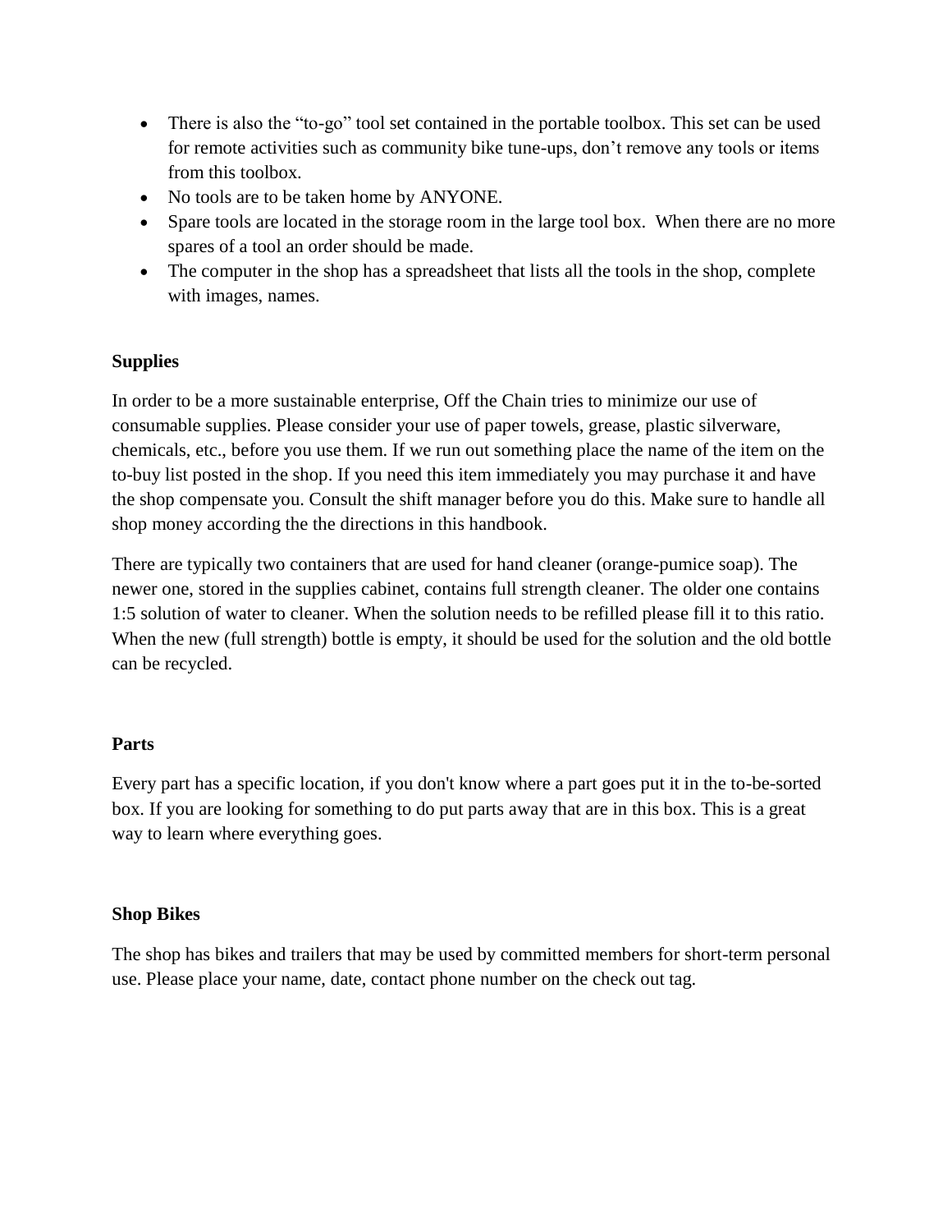- There is also the "to-go" tool set contained in the portable toolbox. This set can be used for remote activities such as community bike tune-ups, don't remove any tools or items from this toolbox.
- No tools are to be taken home by ANYONE.
- Spare tools are located in the storage room in the large tool box. When there are no more spares of a tool an order should be made.
- The computer in the shop has a spreadsheet that lists all the tools in the shop, complete with images, names.

**Supplies**

In order to be a more sustainable enterprise, Off the Chain tries to minimize our use of consumable supplies. Please consider your use of paper towels, grease, plastic silverware, chemicals, etc., before you use them. If we run out something place the name of the item on the to-buy list posted in the shop. If you need this item immediately you may purchase it and have the shop compensate you. Consult the shift manager before you do this. Make sure to handle all shop money according the the directions in this handbook.

There are typically two containers that are used for hand cleaner (orange-pumice soap). The newer one, stored in the supplies cabinet, contains full strength cleaner. The older one contains 1:5 solution of water to cleaner. When the solution needs to be refilled please fill it to this ratio. When the new (full strength) bottle is empty, it should be used for the solution and the old bottle can be recycled.

**Parts**

Every part has a specific location, if you don't know where a part goes put it in the to-be-sorted box. If you are looking for something to do put parts away that are in this box. This is a great way to learn where everything goes.

**Shop Bikes**

The shop has bikes and trailers that may be used by committed members for short-term personal use. Please place your name, date, contact phone number on the check out tag.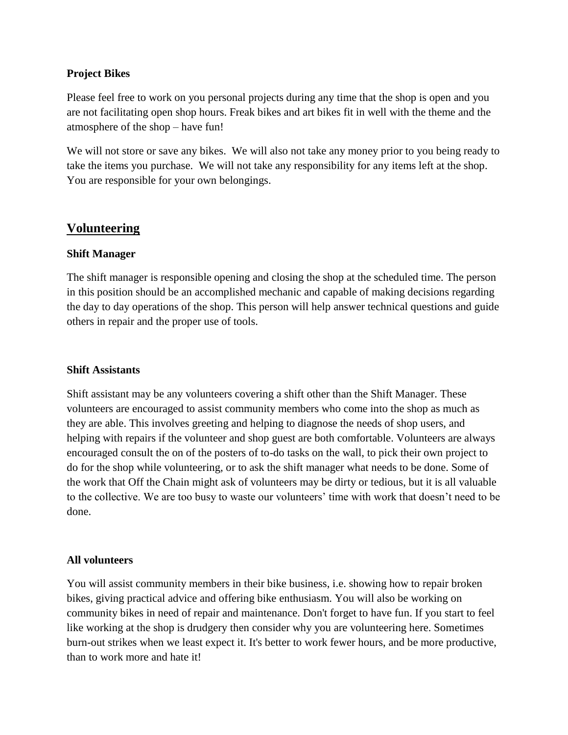### Project Bikes

Please feel free to work on you personal projects during any time that the shop is open and you are not facilitating open shop hours. Freak bikes and art bikes fit in well with the theme and the atmosphere of the shop – have fun!

We will not store or save any bikes. We will also not take any money prior to you being ready to take the items you purchase. We will not take any responsibility for any items left at the shop. You are responsible for your own belongings.

## Volunteering

### Shift Manager

The shift manager is responsible opening and closing the shop at the scheduled time. The person in this position should be an accomplished mechanic and capable of making decisions regarding the day to day operations of the shop. This person will help answer technical questions and guide others in repair and the proper use of tools.

### Shift Assistants

Shift assistant may be any volunteers covering a shift other than the Shift Manager. These volunteers are encouraged to assist community members who come into the shop as much as they are able. This involves greeting and helping to diagnose the needs of shop users, and helping with repairs if the volunteer and shop guest are both comfortable. Volunteers are always encouraged consult the on of the posters of to-do tasks on the wall, to pick their own project to do for the shop while volunteering, or to ask the shift manager what needs to be done. Some of the work that Off the Chain might ask of volunteers may be dirty or tedious, but it is all valuable to the collective. We are too busy to waste our volunteers' time with work that doesn't need to be done.

### All volunteers

You will assist community members in their bike business, i.e. showing how to repair broken bikes, giving practical advice and offering bike enthusiasm. You will also be working on community bikes in need of repair and maintenance. Don't forget to have fun. If you start to feel like working at the shop is drudgery then consider why you are volunteering here. Sometimes burn-out strikes when we least expect it. It's better to work fewer hours, and be more productive, than to work more and hate it!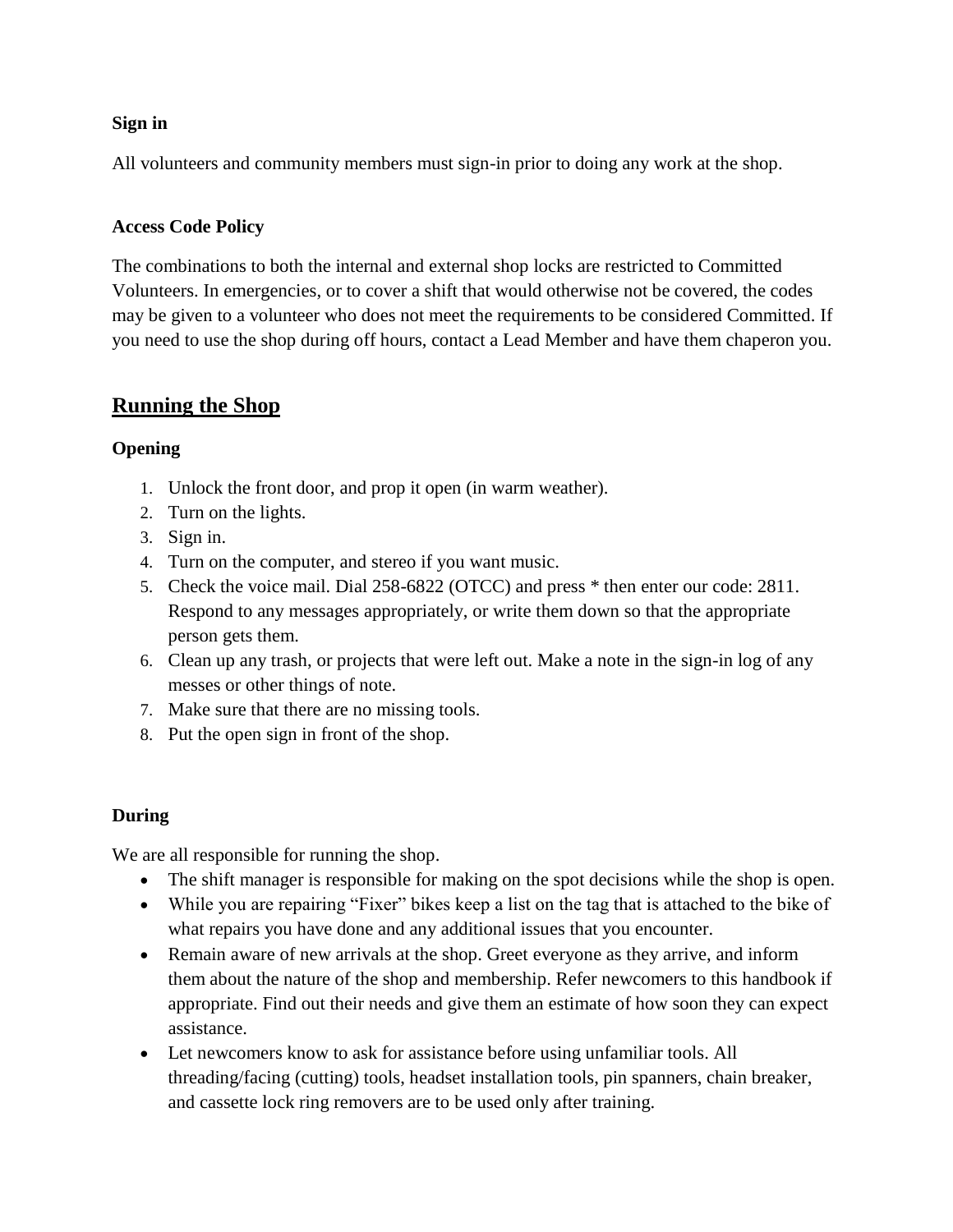### Sign in

All volunteers and community members must sign-in prior to doing any work at the shop.

### Access Code Policy

The combinations to both the internal and external shop locks are restricted to Committed Volunteers. In emergencies, or to cover a shift that would otherwise not be covered, the codes may be given to a volunteer who does not meet the requirements to be considered Committed. If you need to use the shop during off hours, contact a Lead Member and have them chaperon you.

## Running the Shop

### Opening

1. Unlock the front door, and prop it open (in warm weather).
2. Turn on the lights.
3. Sign in.
4. Turn on the computer, and stereo if you want music.
5. Check the voice mail. Dial 258-6822 (OTCC) and press * then enter our code: 2811. Respond to any messages appropriately, or write them down so that the appropriate person gets them.
6. Clean up any trash, or projects that were left out. Make a note in the sign-in log of any messes or other things of note.
7. Make sure that there are no missing tools.
8. Put the open sign in front of the shop.

### During

We are all responsible for running the shop.

- The shift manager is responsible for making on the spot decisions while the shop is open.
- While you are repairing "Fixer" bikes keep a list on the tag that is attached to the bike of what repairs you have done and any additional issues that you encounter.
- Remain aware of new arrivals at the shop. Greet everyone as they arrive, and inform them about the nature of the shop and membership. Refer newcomers to this handbook if appropriate. Find out their needs and give them an estimate of how soon they can expect assistance.
- Let newcomers know to ask for assistance before using unfamiliar tools. All threading/facing (cutting) tools, headset installation tools, pin spanners, chain breaker, and cassette lock ring removers are to be used only after training.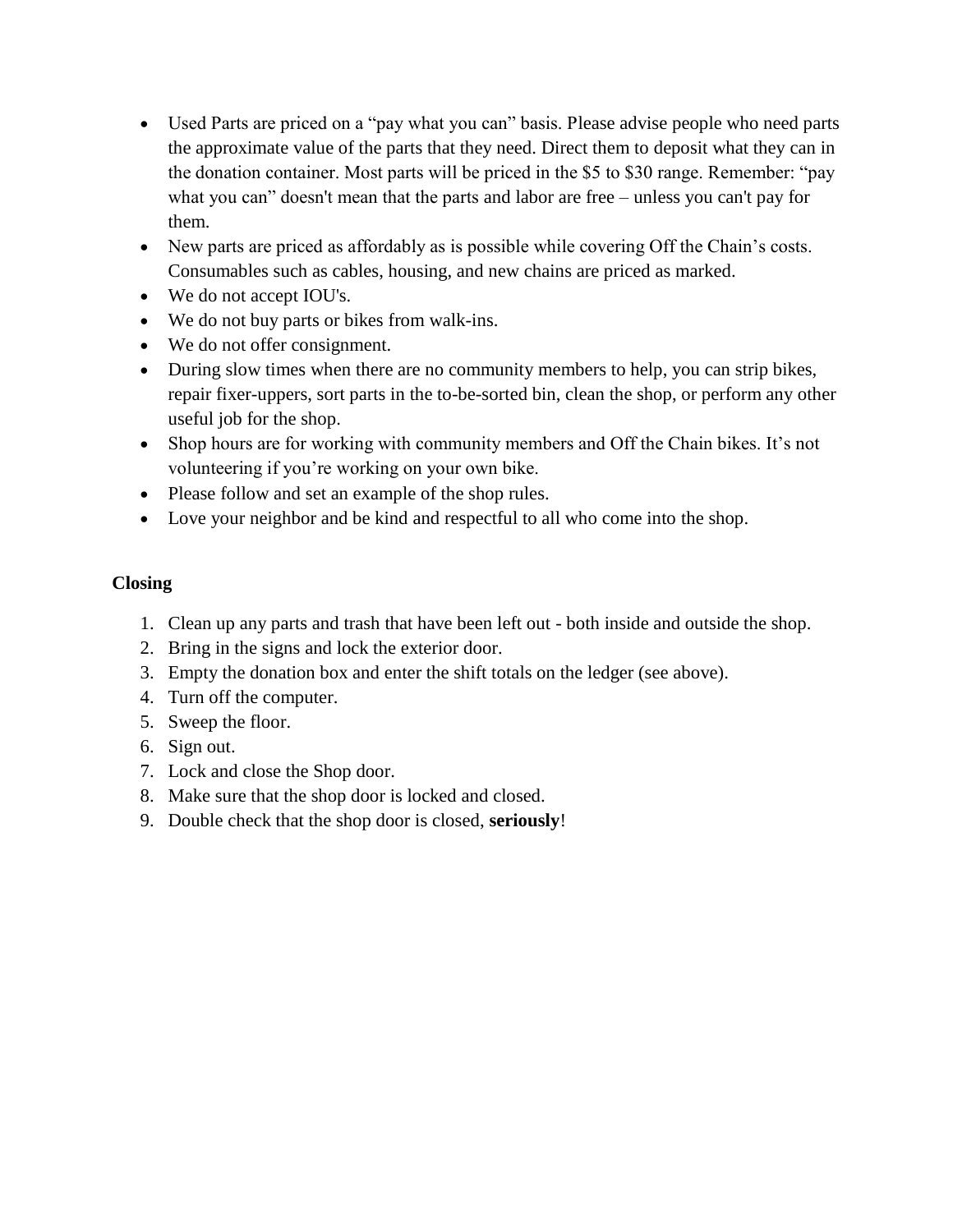- Used Parts are priced on a “pay what you can” basis. Please advise people who need parts the approximate value of the parts that they need. Direct them to deposit what they can in the donation container. Most parts will be priced in the $5 to $30 range. Remember: “pay what you can” doesn't mean that the parts and labor are free – unless you can't pay for them.
- New parts are priced as affordably as is possible while covering Off the Chain’s costs. Consumables such as cables, housing, and new chains are priced as marked.
- We do not accept IOU's.
- We do not buy parts or bikes from walk-ins.
- We do not offer consignment.
- During slow times when there are no community members to help, you can strip bikes, repair fixer-uppers, sort parts in the to-be-sorted bin, clean the shop, or perform any other useful job for the shop.
- Shop hours are for working with community members and Off the Chain bikes. It’s not volunteering if you’re working on your own bike.
- Please follow and set an example of the shop rules.
- Love your neighbor and be kind and respectful to all who come into the shop.

**Closing**

1. Clean up any parts and trash that have been left out - both inside and outside the shop.
2. Bring in the signs and lock the exterior door.
3. Empty the donation box and enter the shift totals on the ledger (see above).
4. Turn off the computer.
5. Sweep the floor.
6. Sign out.
7. Lock and close the Shop door.
8. Make sure that the shop door is locked and closed.
9. Double check that the shop door is closed, **seriously**!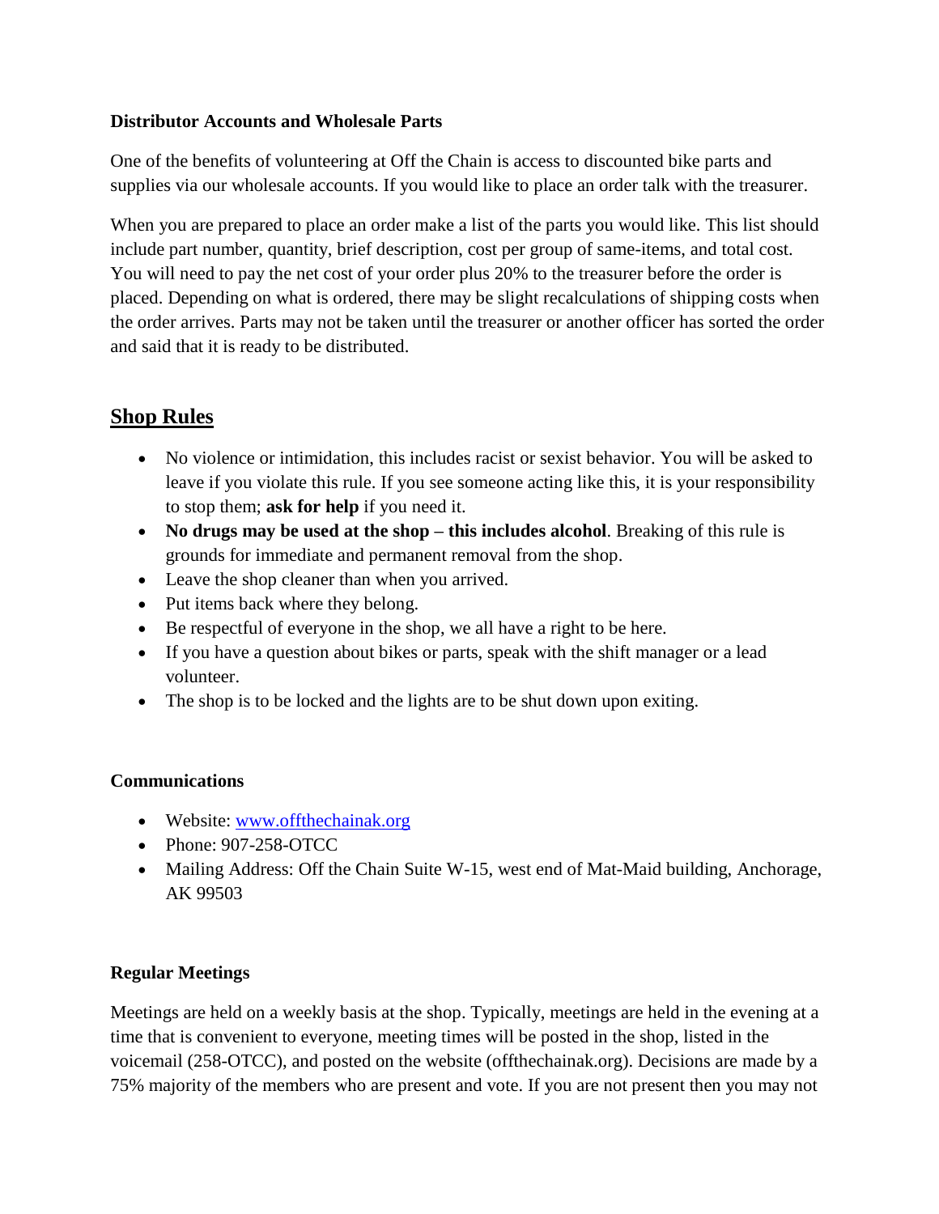**Distributor Accounts and Wholesale Parts**

One of the benefits of volunteering at Off the Chain is access to discounted bike parts and supplies via our wholesale accounts. If you would like to place an order talk with the treasurer.

When you are prepared to place an order make a list of the parts you would like. This list should include part number, quantity, brief description, cost per group of same-items, and total cost. You will need to pay the net cost of your order plus 20% to the treasurer before the order is placed. Depending on what is ordered, there may be slight recalculations of shipping costs when the order arrives. Parts may not be taken until the treasurer or another officer has sorted the order and said that it is ready to be distributed.

## Shop Rules

- No violence or intimidation, this includes racist or sexist behavior. You will be asked to leave if you violate this rule. If you see someone acting like this, it is your responsibility to stop them; **ask for help** if you need it.
- **No drugs may be used at the shop – this includes alcohol**. Breaking of this rule is grounds for immediate and permanent removal from the shop.
- Leave the shop cleaner than when you arrived.
- Put items back where they belong.
- Be respectful of everyone in the shop, we all have a right to be here.
- If you have a question about bikes or parts, speak with the shift manager or a lead volunteer.
- The shop is to be locked and the lights are to be shut down upon exiting.

**Communications**

- Website: [www.offthechainak.org](http://www.offthechainak.org)
- Phone: 907-258-OTCC
- Mailing Address: Off the Chain Suite W-15, west end of Mat-Maid building, Anchorage, AK 99503

**Regular Meetings**

Meetings are held on a weekly basis at the shop. Typically, meetings are held in the evening at a time that is convenient to everyone, meeting times will be posted in the shop, listed in the voicemail (258-OTCC), and posted on the website (offthechainak.org). Decisions are made by a 75% majority of the members who are present and vote. If you are not present then you may not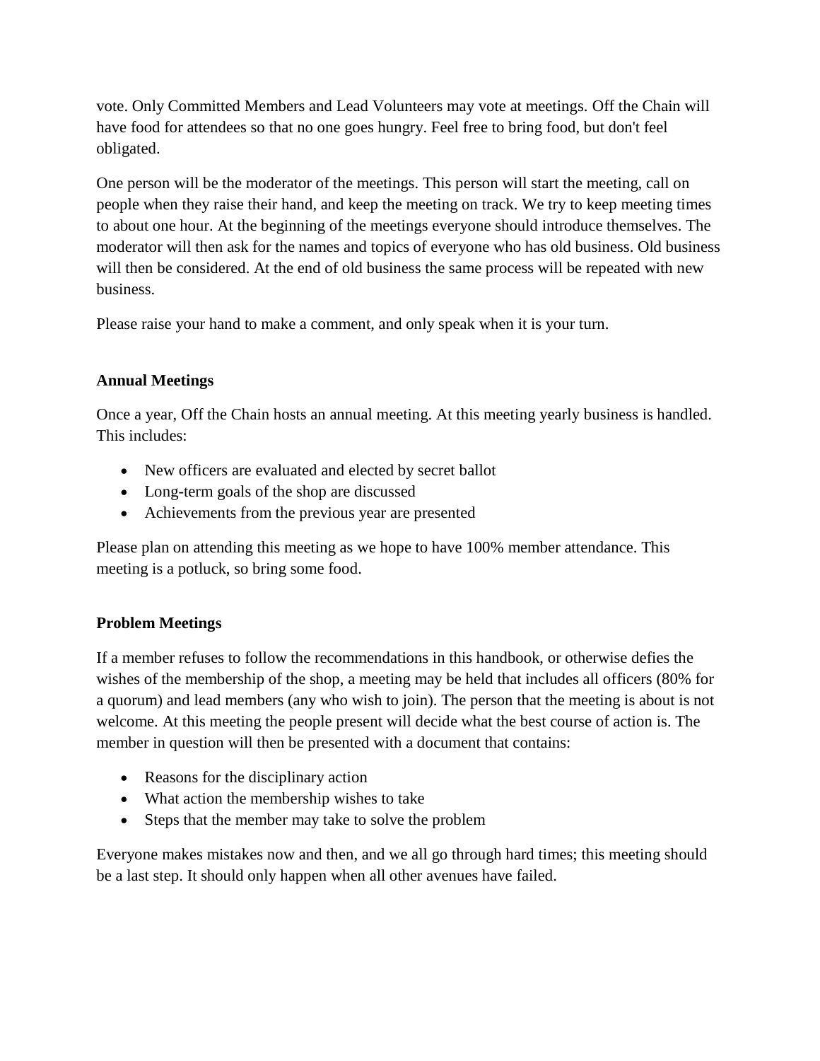vote. Only Committed Members and Lead Volunteers may vote at meetings. Off the Chain will have food for attendees so that no one goes hungry. Feel free to bring food, but don't feel obligated.

One person will be the moderator of the meetings. This person will start the meeting, call on people when they raise their hand, and keep the meeting on track. We try to keep meeting times to about one hour. At the beginning of the meetings everyone should introduce themselves. The moderator will then ask for the names and topics of everyone who has old business. Old business will then be considered. At the end of old business the same process will be repeated with new business.

Please raise your hand to make a comment, and only speak when it is your turn.

### Annual Meetings

Once a year, Off the Chain hosts an annual meeting. At this meeting yearly business is handled. This includes:

- New officers are evaluated and elected by secret ballot
- Long-term goals of the shop are discussed
- Achievements from the previous year are presented

Please plan on attending this meeting as we hope to have 100% member attendance. This meeting is a potluck, so bring some food.

### Problem Meetings

If a member refuses to follow the recommendations in this handbook, or otherwise defies the wishes of the membership of the shop, a meeting may be held that includes all officers (80% for a quorum) and lead members (any who wish to join). The person that the meeting is about is not welcome. At this meeting the people present will decide what the best course of action is. The member in question will then be presented with a document that contains:

- Reasons for the disciplinary action
- What action the membership wishes to take
- Steps that the member may take to solve the problem

Everyone makes mistakes now and then, and we all go through hard times; this meeting should be a last step. It should only happen when all other avenues have failed.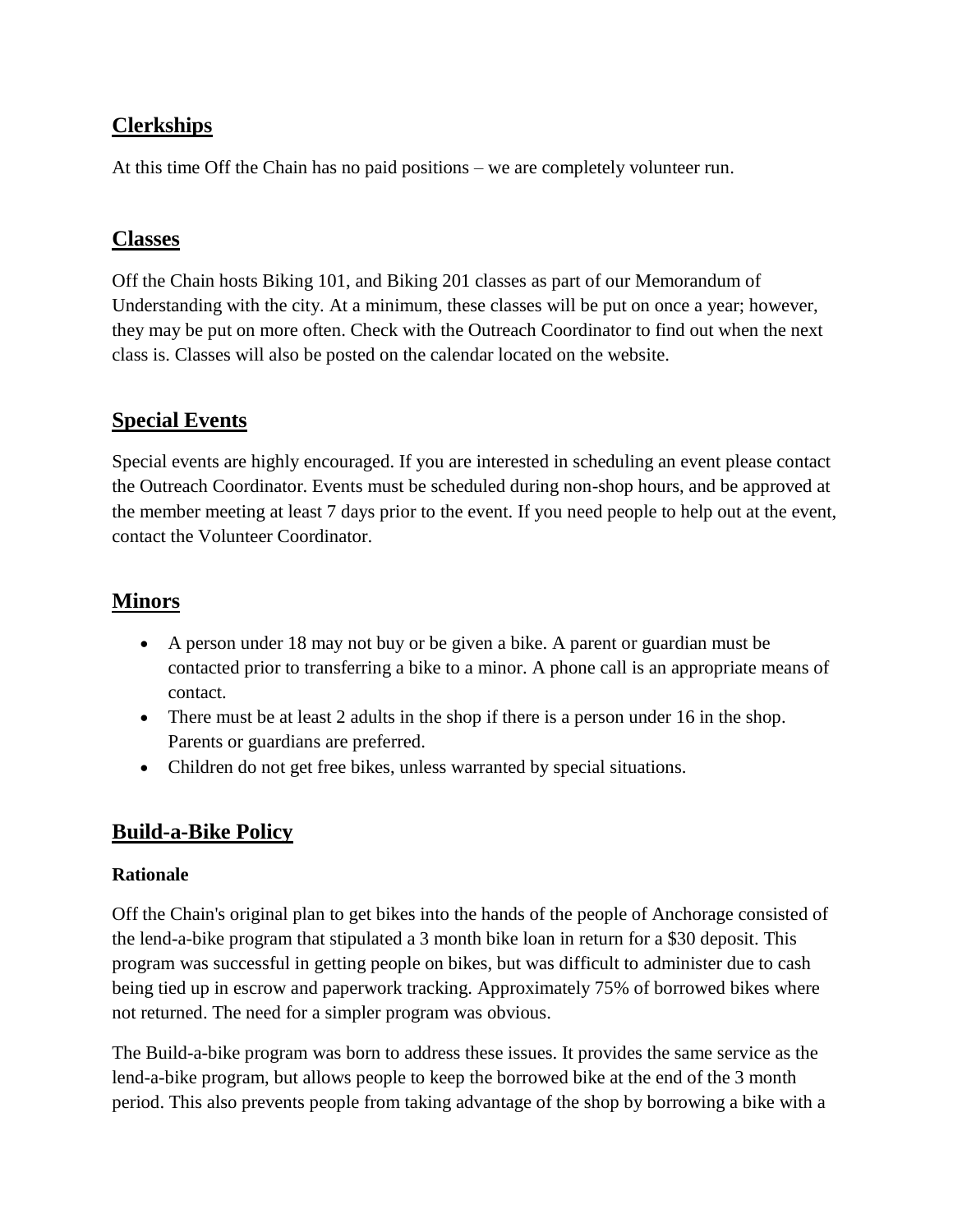## Clerkships

At this time Off the Chain has no paid positions – we are completely volunteer run.

## Classes

Off the Chain hosts Biking 101, and Biking 201 classes as part of our Memorandum of Understanding with the city. At a minimum, these classes will be put on once a year; however, they may be put on more often. Check with the Outreach Coordinator to find out when the next class is. Classes will also be posted on the calendar located on the website.

## Special Events

Special events are highly encouraged. If you are interested in scheduling an event please contact the Outreach Coordinator. Events must be scheduled during non-shop hours, and be approved at the member meeting at least 7 days prior to the event. If you need people to help out at the event, contact the Volunteer Coordinator.

## Minors

- A person under 18 may not buy or be given a bike. A parent or guardian must be contacted prior to transferring a bike to a minor. A phone call is an appropriate means of contact.
- There must be at least 2 adults in the shop if there is a person under 16 in the shop. Parents or guardians are preferred.
- Children do not get free bikes, unless warranted by special situations.

## Build-a-Bike Policy

### Rationale

Off the Chain's original plan to get bikes into the hands of the people of Anchorage consisted of the lend-a-bike program that stipulated a 3 month bike loan in return for a $30 deposit. This program was successful in getting people on bikes, but was difficult to administer due to cash being tied up in escrow and paperwork tracking. Approximately 75% of borrowed bikes where not returned. The need for a simpler program was obvious.

The Build-a-bike program was born to address these issues. It provides the same service as the lend-a-bike program, but allows people to keep the borrowed bike at the end of the 3 month period. This also prevents people from taking advantage of the shop by borrowing a bike with a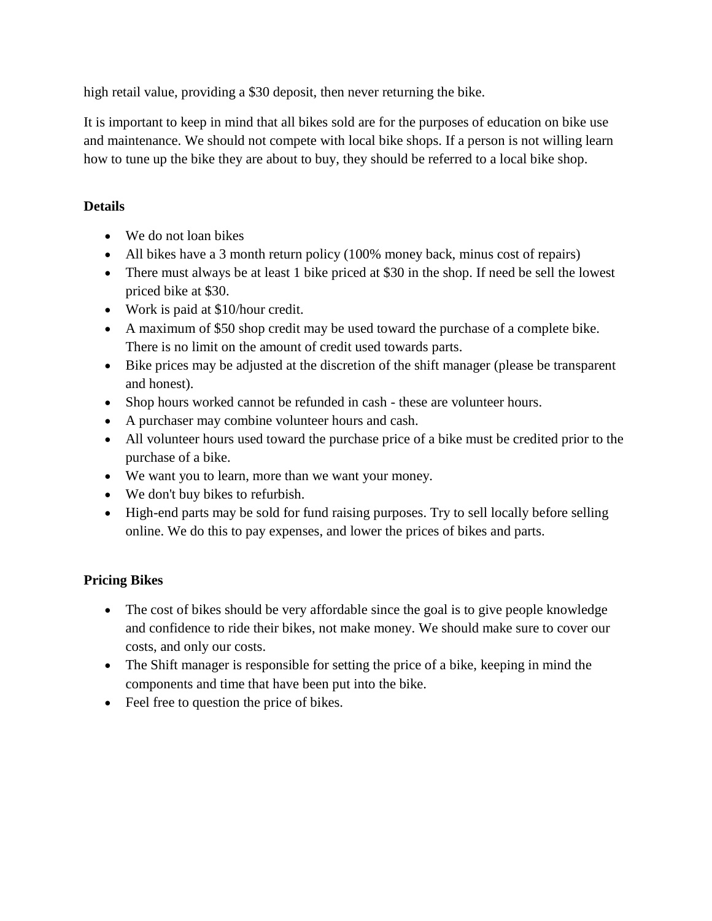high retail value, providing a $30 deposit, then never returning the bike.

It is important to keep in mind that all bikes sold are for the purposes of education on bike use and maintenance. We should not compete with local bike shops. If a person is not willing learn how to tune up the bike they are about to buy, they should be referred to a local bike shop.

**Details**

- We do not loan bikes
- All bikes have a 3 month return policy (100% money back, minus cost of repairs)
- There must always be at least 1 bike priced at $30 in the shop. If need be sell the lowest priced bike at $30.
- Work is paid at $10/hour credit.
- A maximum of $50 shop credit may be used toward the purchase of a complete bike. There is no limit on the amount of credit used towards parts.
- Bike prices may be adjusted at the discretion of the shift manager (please be transparent and honest).
- Shop hours worked cannot be refunded in cash - these are volunteer hours.
- A purchaser may combine volunteer hours and cash.
- All volunteer hours used toward the purchase price of a bike must be credited prior to the purchase of a bike.
- We want you to learn, more than we want your money.
- We don't buy bikes to refurbish.
- High-end parts may be sold for fund raising purposes. Try to sell locally before selling online. We do this to pay expenses, and lower the prices of bikes and parts.

**Pricing Bikes**

- The cost of bikes should be very affordable since the goal is to give people knowledge and confidence to ride their bikes, not make money. We should make sure to cover our costs, and only our costs.
- The Shift manager is responsible for setting the price of a bike, keeping in mind the components and time that have been put into the bike.
- Feel free to question the price of bikes.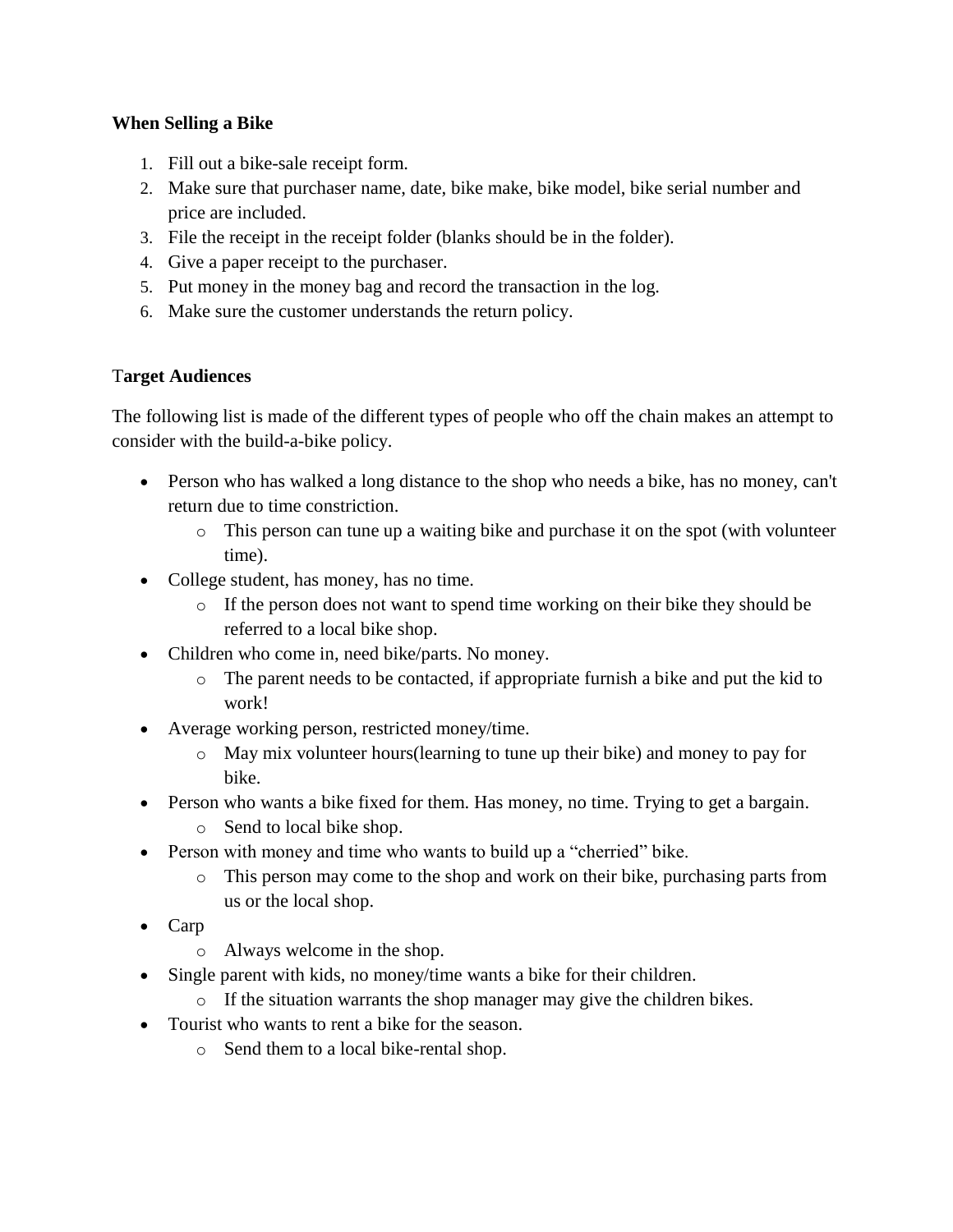**When Selling a Bike**

1. Fill out a bike-sale receipt form.
2. Make sure that purchaser name, date, bike make, bike model, bike serial number and price are included.
3. File the receipt in the receipt folder (blanks should be in the folder).
4. Give a paper receipt to the purchaser.
5. Put money in the money bag and record the transaction in the log.
6. Make sure the customer understands the return policy.

T**arget Audiences**

The following list is made of the different types of people who off the chain makes an attempt to consider with the build-a-bike policy.

- Person who has walked a long distance to the shop who needs a bike, has no money, can't return due to time constriction.
    - This person can tune up a waiting bike and purchase it on the spot (with volunteer time).
- College student, has money, has no time.
    - If the person does not want to spend time working on their bike they should be referred to a local bike shop.
- Children who come in, need bike/parts. No money.
    - The parent needs to be contacted, if appropriate furnish a bike and put the kid to work!
- Average working person, restricted money/time.
    - May mix volunteer hours(learning to tune up their bike) and money to pay for bike.
- Person who wants a bike fixed for them. Has money, no time. Trying to get a bargain.
    - Send to local bike shop.
- Person with money and time who wants to build up a "cherried" bike.
    - This person may come to the shop and work on their bike, purchasing parts from us or the local shop.
- Carp
    - Always welcome in the shop.
- Single parent with kids, no money/time wants a bike for their children.
    - If the situation warrants the shop manager may give the children bikes.
- Tourist who wants to rent a bike for the season.
    - Send them to a local bike-rental shop.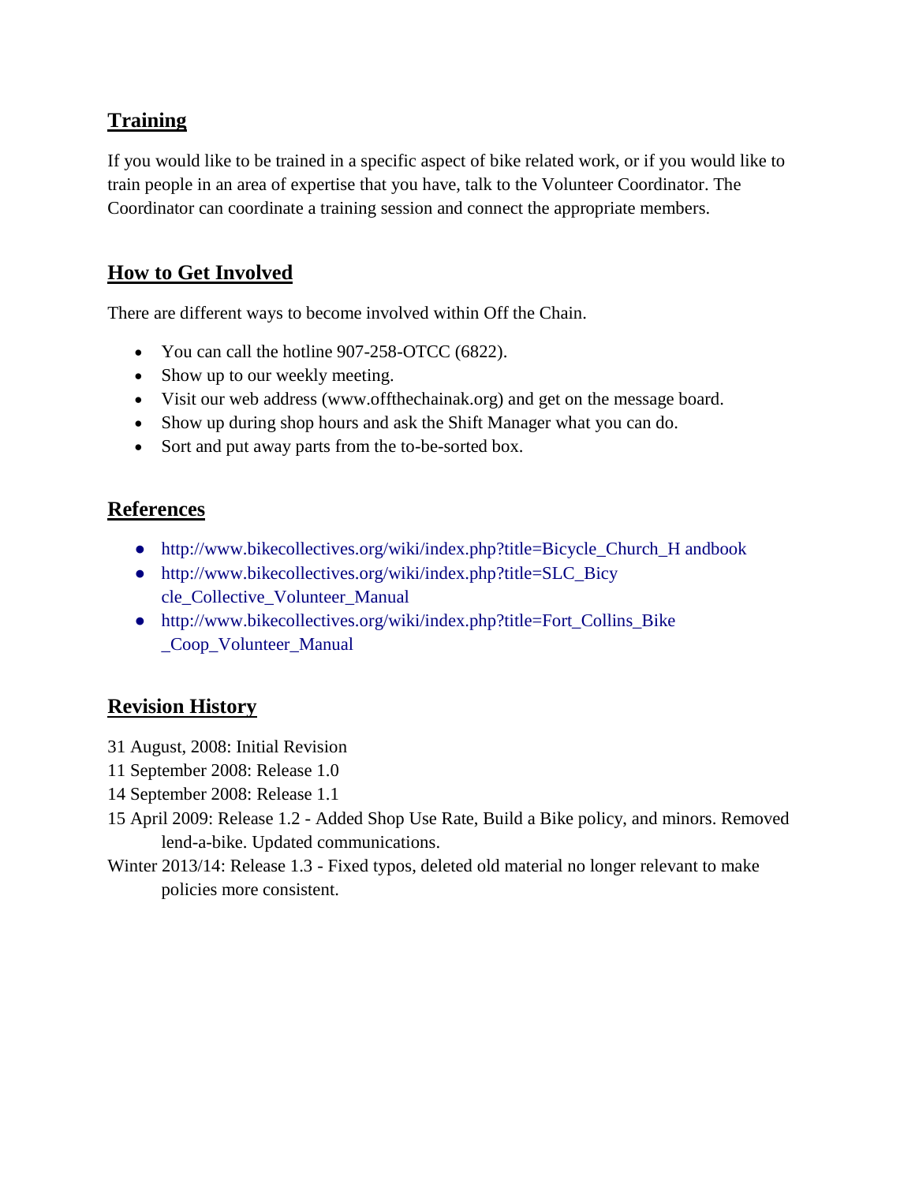## Training

If you would like to be trained in a specific aspect of bike related work, or if you would like to train people in an area of expertise that you have, talk to the Volunteer Coordinator. The Coordinator can coordinate a training session and connect the appropriate members.

## How to Get Involved

There are different ways to become involved within Off the Chain.

- You can call the hotline 907-258-OTCC (6822).
- Show up to our weekly meeting.
- Visit our web address (www.offthechainak.org) and get on the message board.
- Show up during shop hours and ask the Shift Manager what you can do.
- Sort and put away parts from the to-be-sorted box.

## References

- http://www.bikecollectives.org/wiki/index.php?title=Bicycle_Church_H andbook
- http://www.bikecollectives.org/wiki/index.php?title=SLC_Bicycle_Collective_Volunteer_Manual
- http://www.bikecollectives.org/wiki/index.php?title=Fort_Collins_Bike_Coop_Volunteer_Manual

## Revision History

31 August, 2008: Initial Revision
11 September 2008: Release 1.0
14 September 2008: Release 1.1
15 April 2009: Release 1.2 - Added Shop Use Rate, Build a Bike policy, and minors. Removed lend-a-bike. Updated communications.
Winter 2013/14: Release 1.3 - Fixed typos, deleted old material no longer relevant to make policies more consistent.